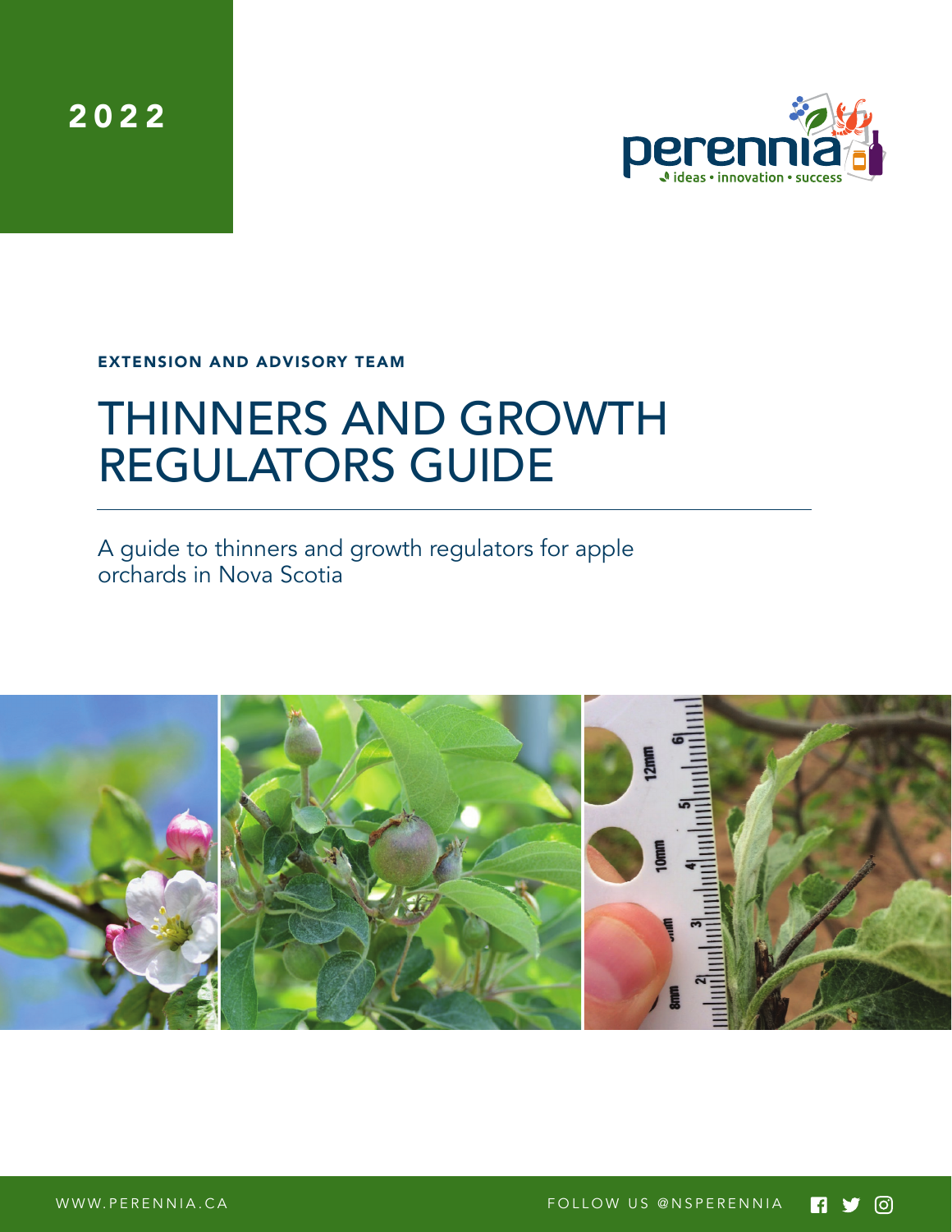2022

EXTENSION AND ADVISORY TEAM

# THINNERS AND GROWTH REGULATORS GUIDE

A guide to thinners and growth regulators for apple orchards in Nova Scotia

WWW.PERENNIA.CA

FOLLOW US @NSPERENNIA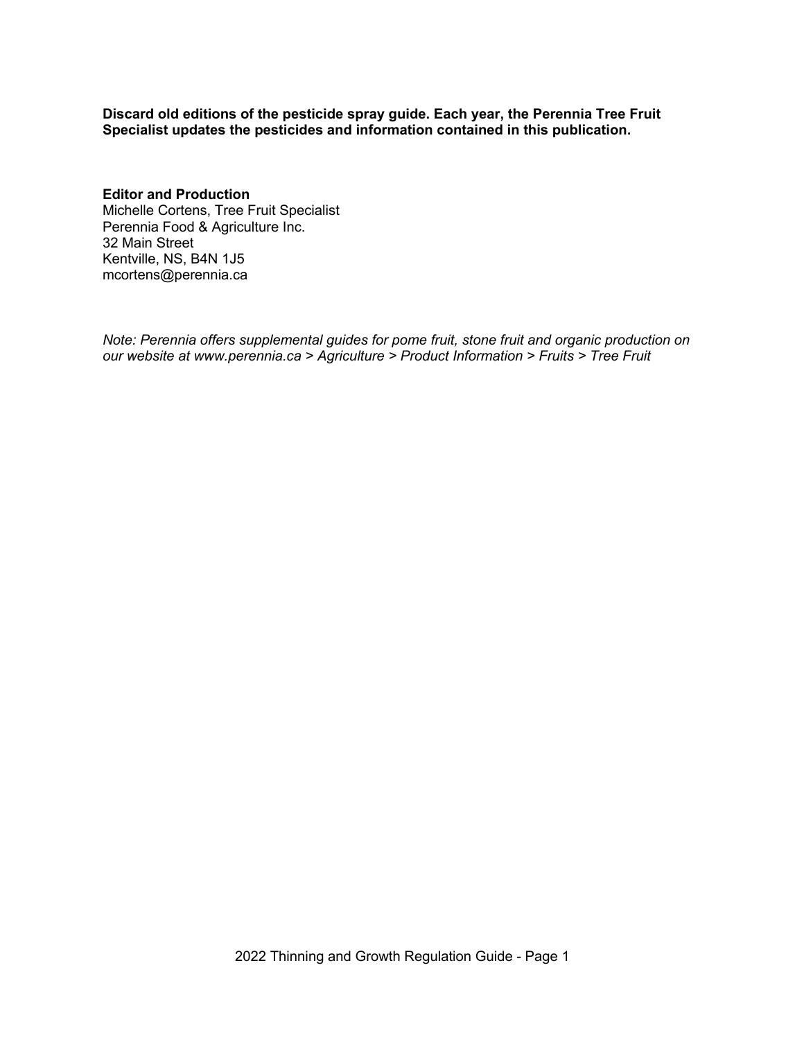**Discard old editions of the pesticide spray guide. Each year, the Perennia Tree Fruit Specialist updates the pesticides and information contained in this publication.**

**Editor and Production**
Michelle Cortens, Tree Fruit Specialist
Perennia Food & Agriculture Inc.
32 Main Street
Kentville, NS, B4N 1J5
mcortens@perennia.ca

*Note: Perennia offers supplemental guides for pome fruit, stone fruit and organic production on our website at www.perennia.ca > Agriculture > Product Information > Fruits > Tree Fruit*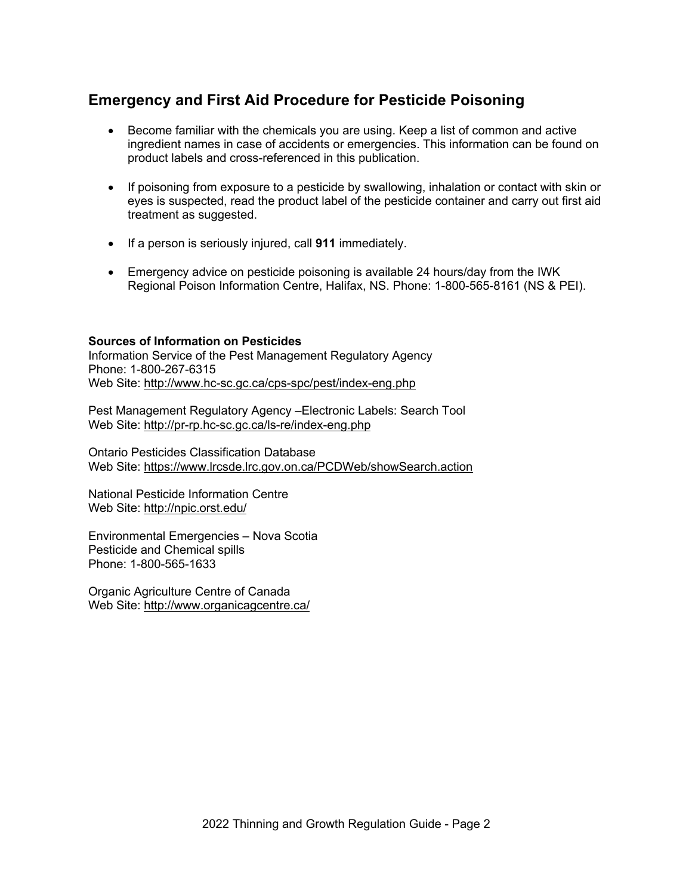## Emergency and First Aid Procedure for Pesticide Poisoning

- Become familiar with the chemicals you are using. Keep a list of common and active ingredient names in case of accidents or emergencies. This information can be found on product labels and cross-referenced in this publication.
- If poisoning from exposure to a pesticide by swallowing, inhalation or contact with skin or eyes is suspected, read the product label of the pesticide container and carry out first aid treatment as suggested.
- If a person is seriously injured, call **911** immediately.
- Emergency advice on pesticide poisoning is available 24 hours/day from the IWK Regional Poison Information Centre, Halifax, NS. Phone: 1-800-565-8161 (NS & PEI).

**Sources of Information on Pesticides**

Information Service of the Pest Management Regulatory Agency
Phone: 1-800-267-6315
Web Site: http://www.hc-sc.gc.ca/cps-spc/pest/index-eng.php

Pest Management Regulatory Agency –Electronic Labels: Search Tool
Web Site: http://pr-rp.hc-sc.gc.ca/ls-re/index-eng.php

Ontario Pesticides Classification Database
Web Site: https://www.lrcsde.lrc.gov.on.ca/PCDWeb/showSearch.action

National Pesticide Information Centre
Web Site: http://npic.orst.edu/

Environmental Emergencies – Nova Scotia
Pesticide and Chemical spills
Phone: 1-800-565-1633

Organic Agriculture Centre of Canada
Web Site: http://www.organicagcentre.ca/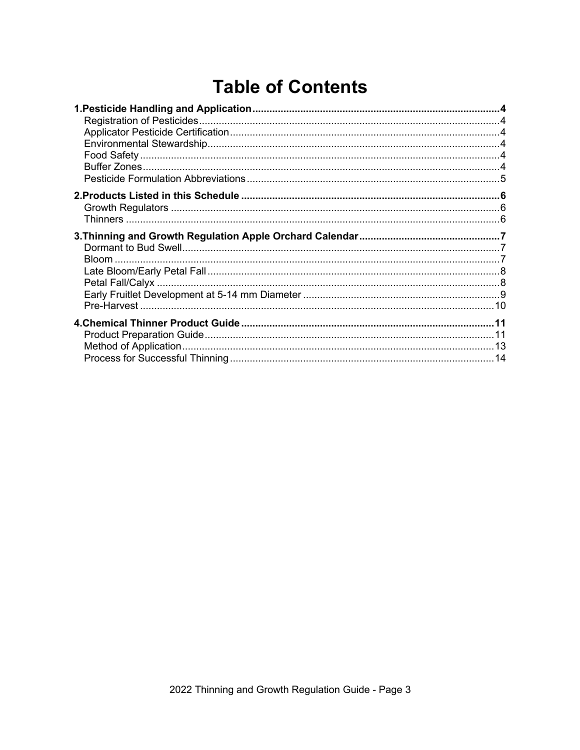# Table of Contents

**1.Pesticide Handling and Application** ....... **4**
- Registration of Pesticides ....... 4
- Applicator Pesticide Certification ....... 4
- Environmental Stewardship ....... 4
- Food Safety ....... 4
- Buffer Zones ....... 4
- Pesticide Formulation Abbreviations ....... 5

**2.Products Listed in this Schedule** ....... **6**
- Growth Regulators ....... 6
- Thinners ....... 6

**3.Thinning and Growth Regulation Apple Orchard Calendar** ....... **7**
- Dormant to Bud Swell ....... 7
- Bloom ....... 7
- Late Bloom/Early Petal Fall ....... 8
- Petal Fall/Calyx ....... 8
- Early Fruitlet Development at 5-14 mm Diameter ....... 9
- Pre-Harvest ....... 10

**4.Chemical Thinner Product Guide** ....... **11**
- Product Preparation Guide ....... 11
- Method of Application ....... 13
- Process for Successful Thinning ....... 14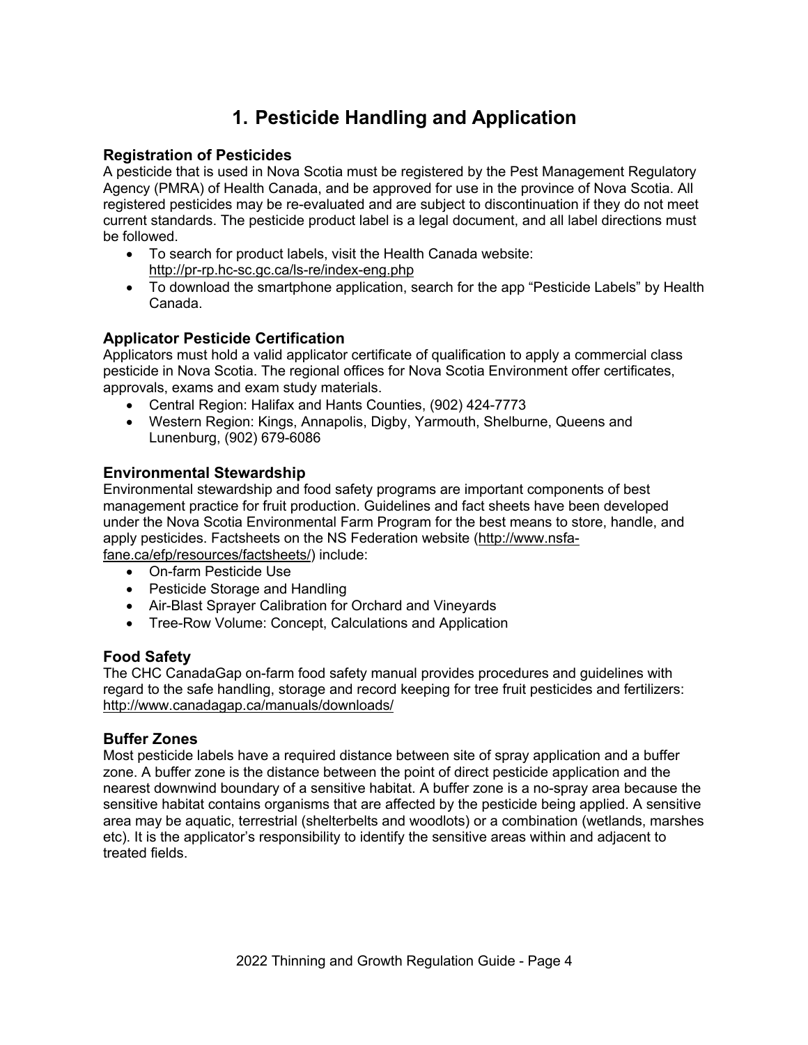# 1. Pesticide Handling and Application

### Registration of Pesticides

A pesticide that is used in Nova Scotia must be registered by the Pest Management Regulatory Agency (PMRA) of Health Canada, and be approved for use in the province of Nova Scotia. All registered pesticides may be re-evaluated and are subject to discontinuation if they do not meet current standards. The pesticide product label is a legal document, and all label directions must be followed.

- To search for product labels, visit the Health Canada website: http://pr-rp.hc-sc.gc.ca/ls-re/index-eng.php
- To download the smartphone application, search for the app "Pesticide Labels" by Health Canada.

### Applicator Pesticide Certification

Applicators must hold a valid applicator certificate of qualification to apply a commercial class pesticide in Nova Scotia. The regional offices for Nova Scotia Environment offer certificates, approvals, exams and exam study materials.

- Central Region: Halifax and Hants Counties, (902) 424-7773
- Western Region: Kings, Annapolis, Digby, Yarmouth, Shelburne, Queens and Lunenburg, (902) 679-6086

### Environmental Stewardship

Environmental stewardship and food safety programs are important components of best management practice for fruit production. Guidelines and fact sheets have been developed under the Nova Scotia Environmental Farm Program for the best means to store, handle, and apply pesticides. Factsheets on the NS Federation website (http://www.nsfa-fane.ca/efp/resources/factsheets/) include:

- On-farm Pesticide Use
- Pesticide Storage and Handling
- Air-Blast Sprayer Calibration for Orchard and Vineyards
- Tree-Row Volume: Concept, Calculations and Application

### Food Safety

The CHC CanadaGap on-farm food safety manual provides procedures and guidelines with regard to the safe handling, storage and record keeping for tree fruit pesticides and fertilizers: http://www.canadagap.ca/manuals/downloads/

### Buffer Zones

Most pesticide labels have a required distance between site of spray application and a buffer zone. A buffer zone is the distance between the point of direct pesticide application and the nearest downwind boundary of a sensitive habitat. A buffer zone is a no-spray area because the sensitive habitat contains organisms that are affected by the pesticide being applied. A sensitive area may be aquatic, terrestrial (shelterbelts and woodlots) or a combination (wetlands, marshes etc). It is the applicator's responsibility to identify the sensitive areas within and adjacent to treated fields.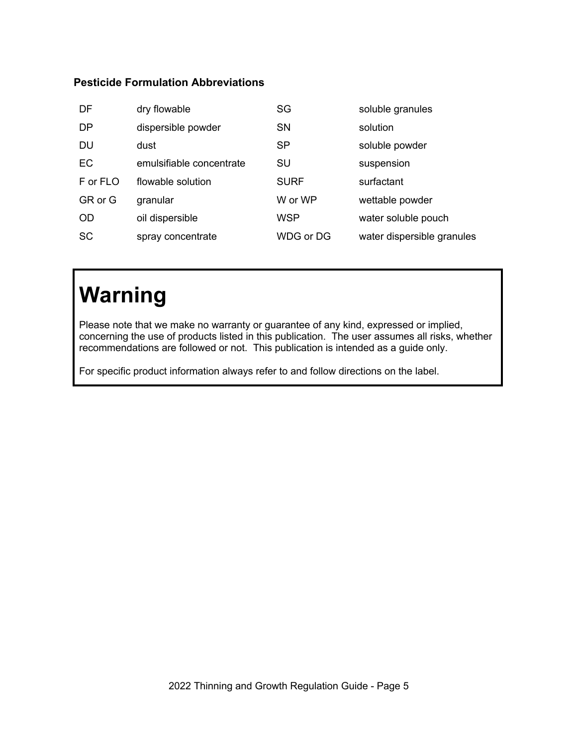### Pesticide Formulation Abbreviations

| | | | |
|---|---|---|---|
| DF | dry flowable | SG | soluble granules |
| DP | dispersible powder | SN | solution |
| DU | dust | SP | soluble powder |
| EC | emulsifiable concentrate | SU | suspension |
| F or FLO | flowable solution | SURF | surfactant |
| GR or G | granular | W or WP | wettable powder |
| OD | oil dispersible | WSP | water soluble pouch |
| SC | spray concentrate | WDG or DG | water dispersible granules |

# Warning

Please note that we make no warranty or guarantee of any kind, expressed or implied, concerning the use of products listed in this publication. The user assumes all risks, whether recommendations are followed or not. This publication is intended as a guide only.

For specific product information always refer to and follow directions on the label.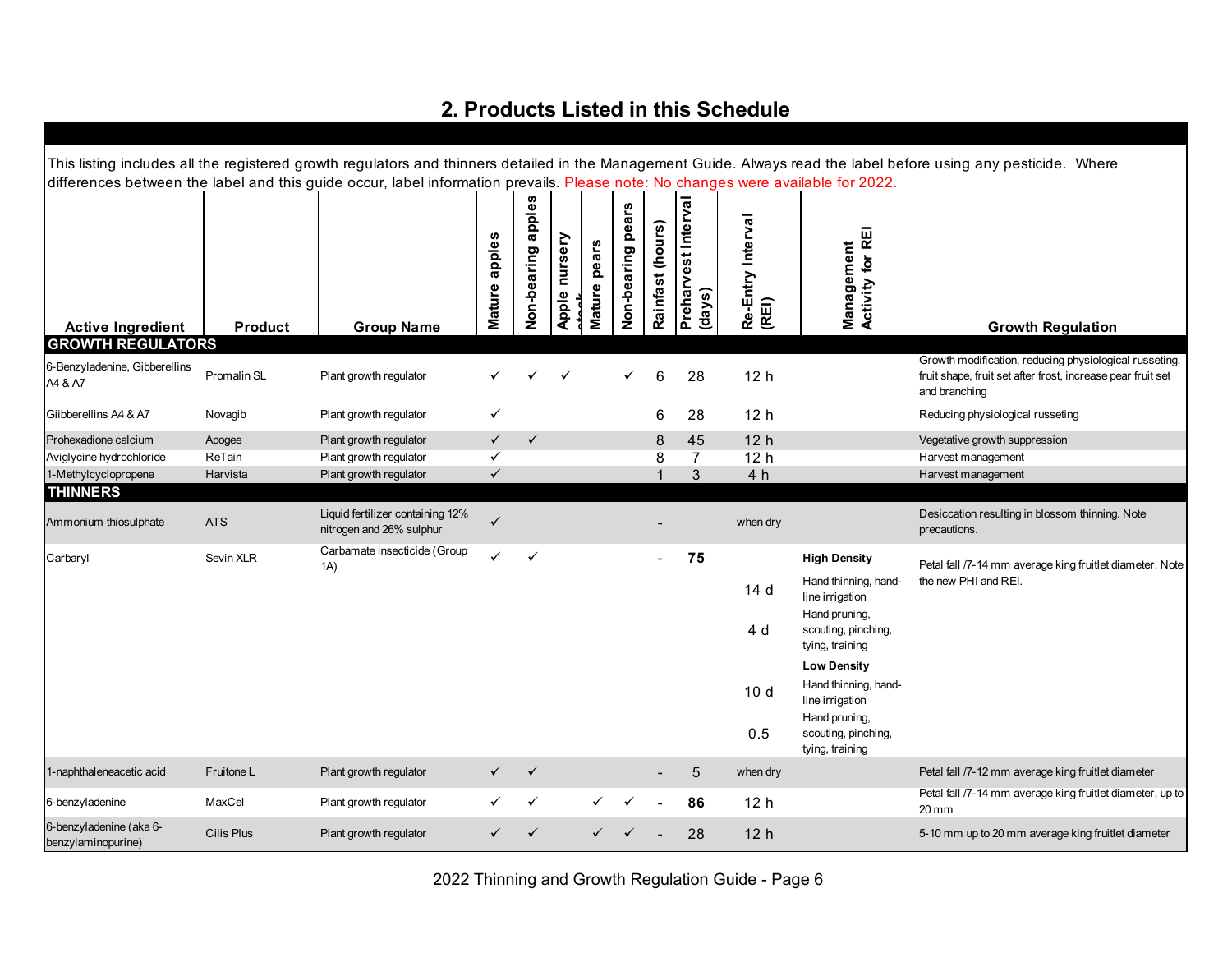## 2. Products Listed in this Schedule

This listing includes all the registered growth regulators and thinners detailed in the Management Guide. Always read the label before using any pesticide. Where differences between the label and this guide occur, label information prevails. Please note: No changes were available for 2022.

| Active Ingredient | Product | Group Name | Mature apples | Non-bearing apples | Apple nursery stock | Mature pears | Non-bearing pears | Rainfast (hours) | Preharvest Interval (days) | Re-Entry Interval (REI) | Management Activity for REI | Growth Regulation |
|---|---|---|---|---|---|---|---|---|---|---|---|---|
| **GROWTH REGULATORS** | | | | | | | | | | | | |
| 6-Benzyladenine, Gibberellins A4 & A7 | Promalin SL | Plant growth regulator | ✓ | ✓ | ✓ | | ✓ | 6 | 28 | 12 h | | Growth modification, reducing physiological russeting, fruit shape, fruit set after frost, increase pear fruit set and branching |
| Giibberellins A4 & A7 | Novagib | Plant growth regulator | ✓ | | | | | 6 | 28 | 12 h | | Reducing physiological russeting |
| Prohexadione calcium | Apogee | Plant growth regulator | ✓ | ✓ | | | | 8 | 45 | 12 h | | Vegetative growth suppression |
| Aviglycine hydrochloride | ReTain | Plant growth regulator | ✓ | | | | | 8 | 7 | 12 h | | Harvest management |
| 1-Methylcyclopropene | Harvista | Plant growth regulator | ✓ | | | | | 1 | 3 | 4 h | | Harvest management |
| **THINNERS** | | | | | | | | | | | | |
| Ammonium thiosulphate | ATS | Liquid fertilizer containing 12% nitrogen and 26% sulphur | ✓ | | | | | - | | when dry | | Desiccation resulting in blossom thinning. Note precautions. |
| Carbaryl | Sevin XLR | Carbamate insecticide (Group 1A) | ✓ | ✓ | | | | - | **75** | | **High Density** | Petal fall /7-14 mm average king fruitlet diameter. Note the new PHI and REI. |
| | | | | | | | | | | 14 d | Hand thinning, hand-line irrigation | |
| | | | | | | | | | | 4 d | Hand pruning, scouting, pinching, tying, training | |
| | | | | | | | | | | | **Low Density** | |
| | | | | | | | | | | 10 d | Hand thinning, hand-line irrigation | |
| | | | | | | | | | | 0.5 | Hand pruning, scouting, pinching, tying, training | |
| 1-naphthaleneacetic acid | Fruitone L | Plant growth regulator | ✓ | ✓ | | | | - | 5 | when dry | | Petal fall /7-12 mm average king fruitlet diameter |
| 6-benzyladenine | MaxCel | Plant growth regulator | ✓ | ✓ | | ✓ | ✓ | - | **86** | 12 h | | Petal fall /7-14 mm average king fruitlet diameter, up to 20 mm |
| 6-benzyladenine (aka 6-benzylaminopurine) | Cilis Plus | Plant growth regulator | ✓ | ✓ | | ✓ | ✓ | - | 28 | 12 h | | 5-10 mm up to 20 mm average king fruitlet diameter |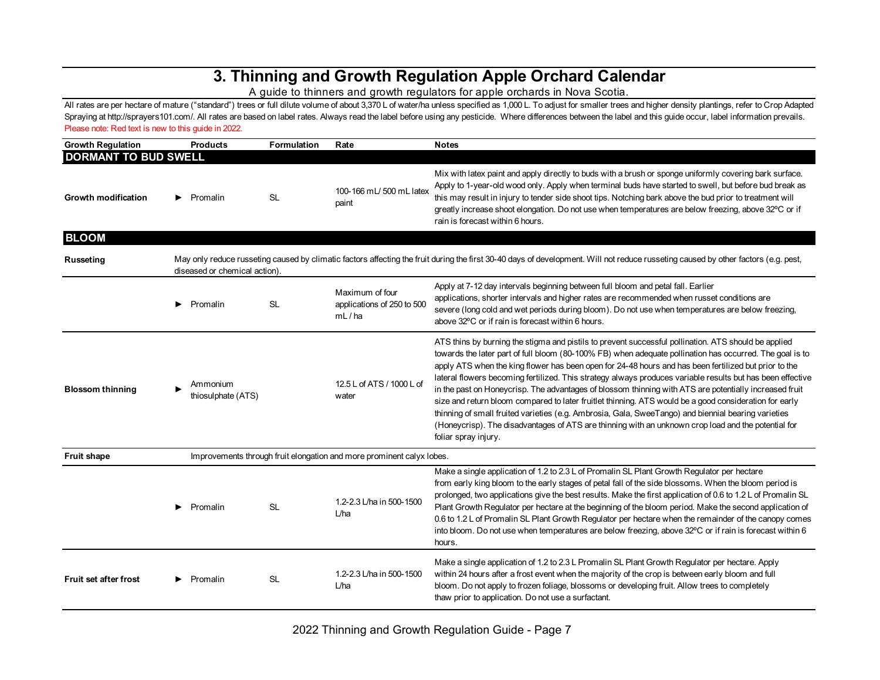# 3. Thinning and Growth Regulation Apple Orchard Calendar

A guide to thinners and growth regulators for apple orchards in Nova Scotia.

All rates are per hectare of mature ("standard") trees or full dilute volume of about 3,370 L of water/ha unless specified as 1,000 L. To adjust for smaller trees and higher density plantings, refer to Crop Adapted Spraying at http://sprayers101.com/. All rates are based on label rates. Always read the label before using any pesticide. Where differences between the label and this guide occur, label information prevails.

Please note: Red text is new to this guide in 2022.

| Growth Regulation | Products | Formulation | Rate | Notes |
|---|---|---|---|---|
| **DORMANT TO BUD SWELL** | | | | |
| **Growth modification** | ► Promalin | SL | 100-166 mL/ 500 mL latex paint | Mix with latex paint and apply directly to buds with a brush or sponge uniformly covering bark surface. Apply to 1-year-old wood only. Apply when terminal buds have started to swell, but before bud break as this may result in injury to tender side shoot tips. Notching bark above the bud prior to treatment will greatly increase shoot elongation. Do not use when temperatures are below freezing, above 32ºC or if rain is forecast within 6 hours. |
| **BLOOM** | | | | |
| **Russeting** | May only reduce russeting caused by climatic factors affecting the fruit during the first 30-40 days of development. Will not reduce russeting caused by other factors (e.g. pest, diseased or chemical action). | | | |
| | ► Promalin | SL | Maximum of four applications of 250 to 500 mL / ha | Apply at 7-12 day intervals beginning between full bloom and petal fall. Earlier applications, shorter intervals and higher rates are recommended when russet conditions are severe (long cold and wet periods during bloom). Do not use when temperatures are below freezing, above 32ºC or if rain is forecast within 6 hours. |
| **Blossom thinning** | ► Ammonium thiosulphate (ATS) | | 12.5 L of ATS / 1000 L of water | ATS thins by burning the stigma and pistils to prevent successful pollination. ATS should be applied towards the later part of full bloom (80-100% FB) when adequate pollination has occurred. The goal is to apply ATS when the king flower has been open for 24-48 hours and has been fertilized but prior to the lateral flowers becoming fertilized. This strategy always produces variable results but has been effective in the past on Honeycrisp. The advantages of blossom thinning with ATS are potentially increased fruit size and return bloom compared to later fruitlet thinning. ATS would be a good consideration for early thinning of small fruited varieties (e.g. Ambrosia, Gala, SweeTango) and biennial bearing varieties (Honeycrisp). The disadvantages of ATS are thinning with an unknown crop load and the potential for foliar spray injury. |
| **Fruit shape** | Improvements through fruit elongation and more prominent calyx lobes. | | | |
| | ► Promalin | SL | 1.2-2.3 L/ha in 500-1500 L/ha | Make a single application of 1.2 to 2.3 L of Promalin SL Plant Growth Regulator per hectare from early king bloom to the early stages of petal fall of the side blossoms. When the bloom period is prolonged, two applications give the best results. Make the first application of 0.6 to 1.2 L of Promalin SL Plant Growth Regulator per hectare at the beginning of the bloom period. Make the second application of 0.6 to 1.2 L of Promalin SL Plant Growth Regulator per hectare when the remainder of the canopy comes into bloom. Do not use when temperatures are below freezing, above 32ºC or if rain is forecast within 6 hours. |
| **Fruit set after frost** | ► Promalin | SL | 1.2-2.3 L/ha in 500-1500 L/ha | Make a single application of 1.2 to 2.3 L Promalin SL Plant Growth Regulator per hectare. Apply within 24 hours after a frost event when the majority of the crop is between early bloom and full bloom. Do not apply to frozen foliage, blossoms or developing fruit. Allow trees to completely thaw prior to application. Do not use a surfactant. |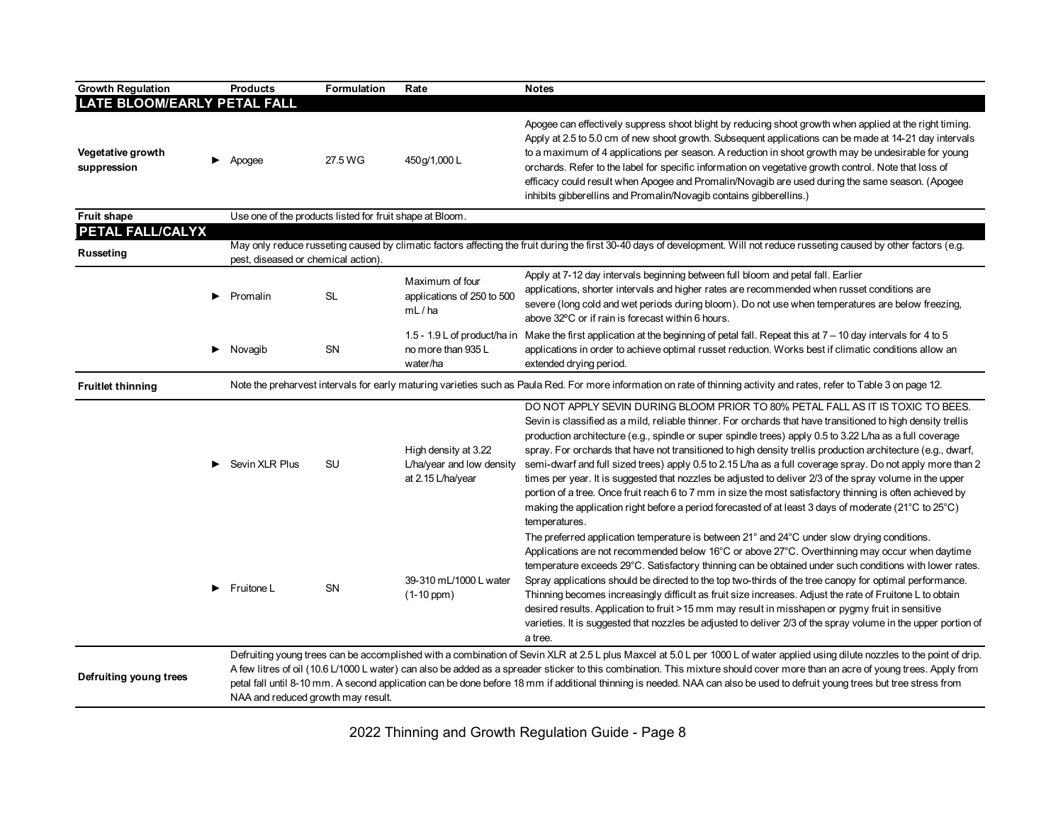| Growth Regulation | Products | Formulation | Rate | Notes |
|---|---|---|---|---|
| **LATE BLOOM/EARLY PETAL FALL** | | | | |
| **Vegetative growth suppression** | ► Apogee | 27.5 WG | 450g/1,000 L | Apogee can effectively suppress shoot blight by reducing shoot growth when applied at the right timing. Apply at 2.5 to 5.0 cm of new shoot growth. Subsequent applications can be made at 14-21 day intervals to a maximum of 4 applications per season. A reduction in shoot growth may be undesirable for young orchards. Refer to the label for specific information on vegetative growth control. Note that loss of efficacy could result when Apogee and Promalin/Novagib are used during the same season. (Apogee inhibits gibberellins and Promalin/Novagib contains gibberellins.) |
| **Fruit shape** | Use one of the products listed for fruit shape at Bloom. | | | |
| **PETAL FALL/CALYX** | | | | |
| **Russeting** | May only reduce russeting caused by climatic factors affecting the fruit during the first 30-40 days of development. Will not reduce russeting caused by other factors (e.g. pest, diseased or chemical action). | | | |
| | ► Promalin | SL | Maximum of four applications of 250 to 500 mL / ha | Apply at 7-12 day intervals beginning between full bloom and petal fall. Earlier applications, shorter intervals and higher rates are recommended when russet conditions are severe (long cold and wet periods during bloom). Do not use when temperatures are below freezing, above 32ºC or if rain is forecast within 6 hours. |
| | ► Novagib | SN | 1.5 - 1.9 L of product/ha in no more than 935 L water/ha | Make the first application at the beginning of petal fall. Repeat this at 7 – 10 day intervals for 4 to 5 applications in order to achieve optimal russet reduction. Works best if climatic conditions allow an extended drying period. |
| **Fruitlet thinning** | Note the preharvest intervals for early maturing varieties such as Paula Red. For more information on rate of thinning activity and rates, refer to Table 3 on page 12. | | | |
| | ► Sevin XLR Plus | SU | High density at 3.22 L/ha/year and low density at 2.15 L/ha/year | DO NOT APPLY SEVIN DURING BLOOM PRIOR TO 80% PETAL FALL AS IT IS TOXIC TO BEES. Sevin is classified as a mild, reliable thinner. For orchards that have transitioned to high density trellis production architecture (e.g., spindle or super spindle trees) apply 0.5 to 3.22 L/ha as a full coverage spray. For orchards that have not transitioned to high density trellis production architecture (e.g., dwarf, semi-dwarf and full sized trees) apply 0.5 to 2.15 L/ha as a full coverage spray. Do not apply more than 2 times per year. It is suggested that nozzles be adjusted to deliver 2/3 of the spray volume in the upper portion of a tree. Once fruit reach 6 to 7 mm in size the most satisfactory thinning is often achieved by making the application right before a period forecasted of at least 3 days of moderate (21°C to 25°C) temperatures. |
| | ► Fruitone L | SN | 39-310 mL/1000 L water (1-10 ppm) | The preferred application temperature is between 21° and 24°C under slow drying conditions. Applications are not recommended below 16°C or above 27°C. Overthinning may occur when daytime temperature exceeds 29°C. Satisfactory thinning can be obtained under such conditions with lower rates. Spray applications should be directed to the top two-thirds of the tree canopy for optimal performance. Thinning becomes increasingly difficult as fruit size increases. Adjust the rate of Fruitone L to obtain desired results. Application to fruit >15 mm may result in misshapen or pygmy fruit in sensitive varieties. It is suggested that nozzles be adjusted to deliver 2/3 of the spray volume in the upper portion of a tree. |
| **Defruiting young trees** | Defruiting young trees can be accomplished with a combination of Sevin XLR at 2.5 L plus Maxcel at 5.0 L per 1000 L of water applied using dilute nozzles to the point of drip. A few litres of oil (10.6 L/1000 L water) can also be added as a spreader sticker to this combination. This mixture should cover more than an acre of young trees. Apply from petal fall until 8-10 mm. A second application can be done before 18 mm if additional thinning is needed. NAA can also be used to defruit young trees but tree stress from NAA and reduced growth may result. | | | |

2022 Thinning and Growth Regulation Guide - Page 8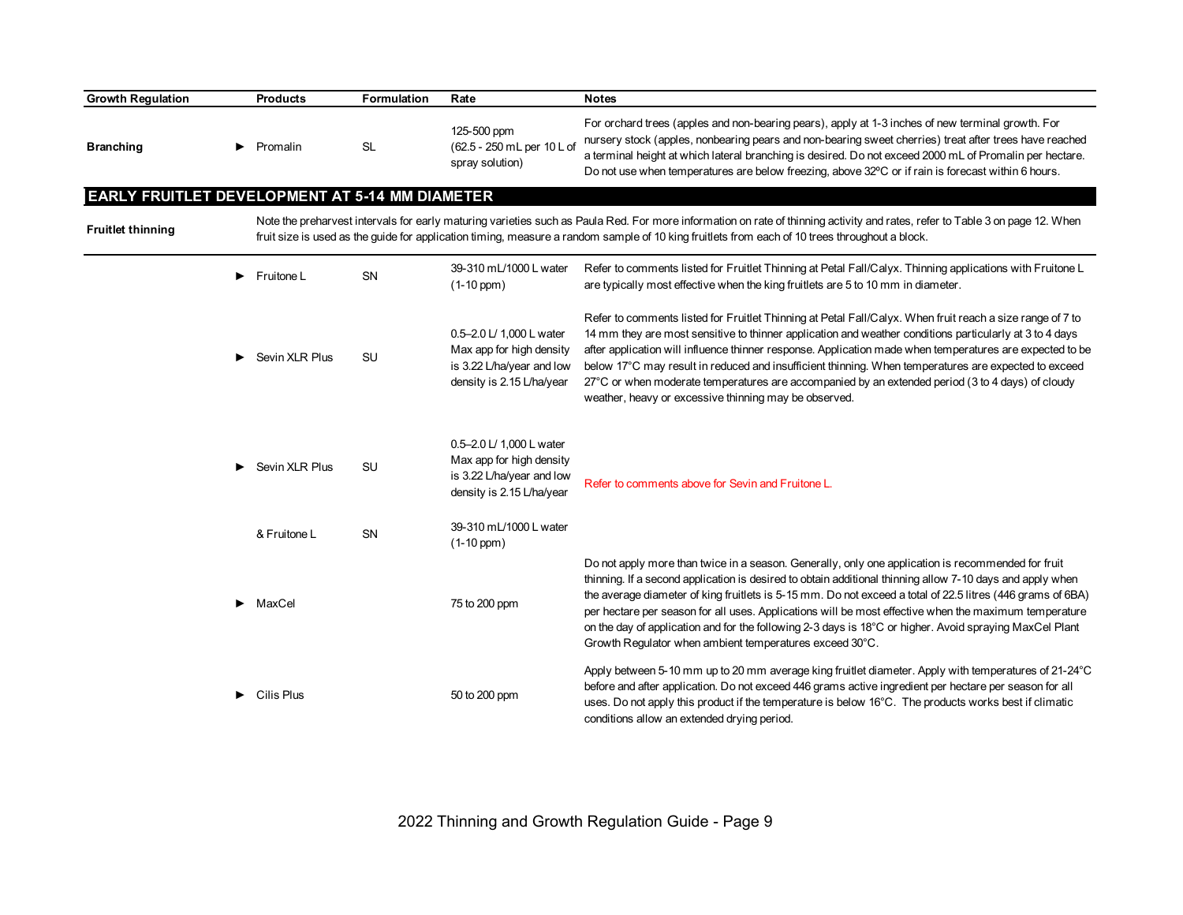| Growth Regulation | Products | Formulation | Rate | Notes |
|---|---|---|---|---|
| **Branching** | ► Promalin | SL | 125-500 ppm (62.5 - 250 mL per 10 L of spray solution) | For orchard trees (apples and non-bearing pears), apply at 1-3 inches of new terminal growth. For nursery stock (apples, nonbearing pears and non-bearing sweet cherries) treat after trees have reached a terminal height at which lateral branching is desired. Do not exceed 2000 mL of Promalin per hectare. Do not use when temperatures are below freezing, above 32ºC or if rain is forecast within 6 hours. |
| **EARLY FRUITLET DEVELOPMENT AT 5-14 MM DIAMETER** | | | | |
| **Fruitlet thinning** | Note the preharvest intervals for early maturing varieties such as Paula Red. For more information on rate of thinning activity and rates, refer to Table 3 on page 12. When fruit size is used as the guide for application timing, measure a random sample of 10 king fruitlets from each of 10 trees throughout a block. | | | |
| | ► Fruitone L | SN | 39-310 mL/1000 L water (1-10 ppm) | Refer to comments listed for Fruitlet Thinning at Petal Fall/Calyx. Thinning applications with Fruitone L are typically most effective when the king fruitlets are 5 to 10 mm in diameter. |
| | ► Sevin XLR Plus | SU | 0.5–2.0 L/ 1,000 L water Max app for high density is 3.22 L/ha/year and low density is 2.15 L/ha/year | Refer to comments listed for Fruitlet Thinning at Petal Fall/Calyx. When fruit reach a size range of 7 to 14 mm they are most sensitive to thinner application and weather conditions particularly at 3 to 4 days after application will influence thinner response. Application made when temperatures are expected to be below 17°C may result in reduced and insufficient thinning. When temperatures are expected to exceed 27°C or when moderate temperatures are accompanied by an extended period (3 to 4 days) of cloudy weather, heavy or excessive thinning may be observed. |
| | ► Sevin XLR Plus | SU | 0.5–2.0 L/ 1,000 L water Max app for high density is 3.22 L/ha/year and low density is 2.15 L/ha/year | Refer to comments above for Sevin and Fruitone L. |
| | & Fruitone L | SN | 39-310 mL/1000 L water (1-10 ppm) | |
| | ► MaxCel | | 75 to 200 ppm | Do not apply more than twice in a season. Generally, only one application is recommended for fruit thinning. If a second application is desired to obtain additional thinning allow 7-10 days and apply when the average diameter of king fruitlets is 5-15 mm. Do not exceed a total of 22.5 litres (446 grams of 6BA) per hectare per season for all uses. Applications will be most effective when the maximum temperature on the day of application and for the following 2-3 days is 18°C or higher. Avoid spraying MaxCel Plant Growth Regulator when ambient temperatures exceed 30°C. |
| | ► Cilis Plus | | 50 to 200 ppm | Apply between 5-10 mm average king fruitlet diameter. Apply with temperatures of 21-24°C before and after application. Do not exceed 446 grams active ingredient per hectare per season for all uses. Do not apply this product if the temperature is below 16°C. The products works best if climatic conditions allow an extended drying period. |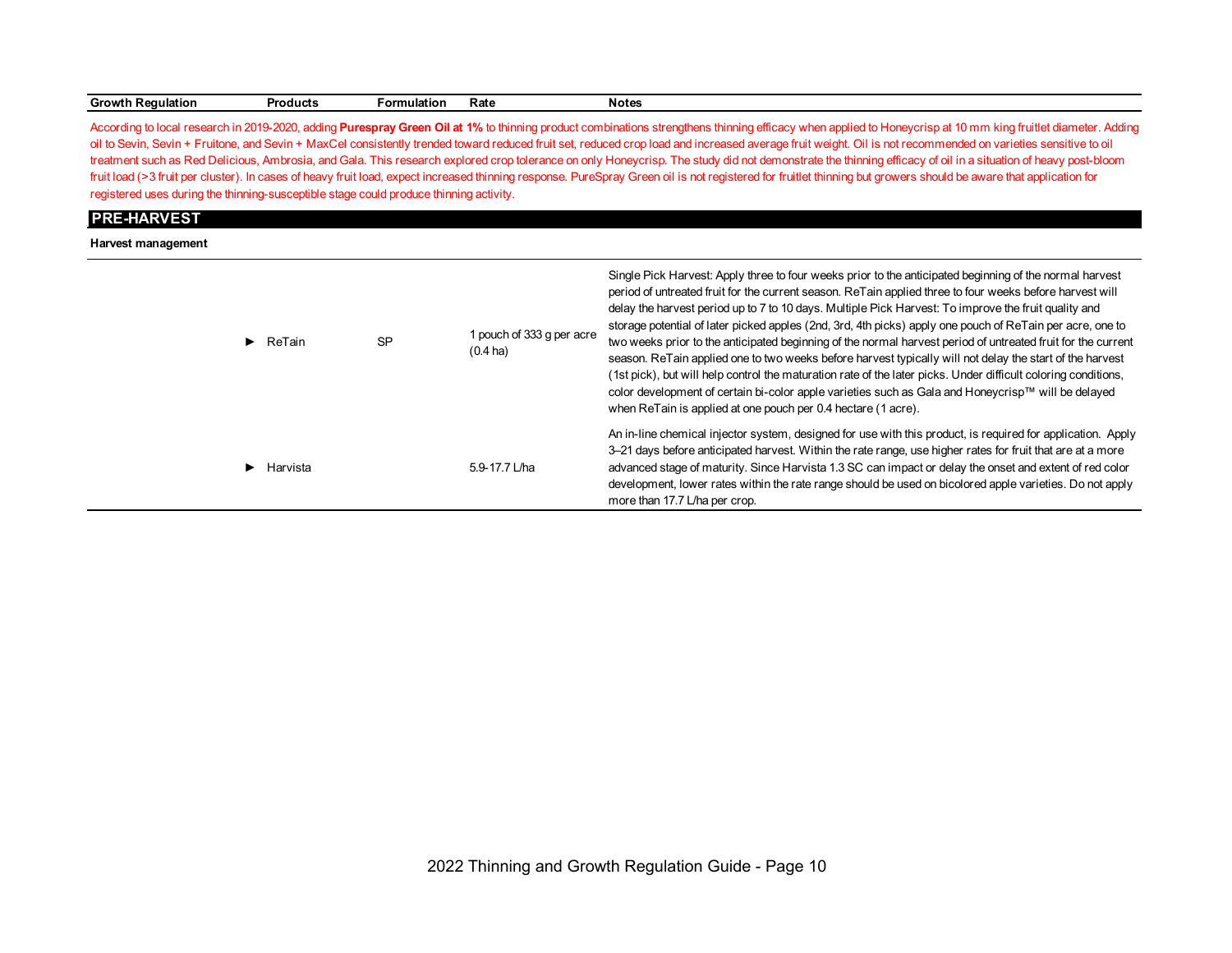| Growth Regulation | Products | Formulation | Rate | Notes |
|---|---|---|---|---|

According to local research in 2019-2020, adding **Purespray Green Oil at 1%** to thinning product combinations strengthens thinning efficacy when applied to Honeycrisp at 10 mm king fruitlet diameter. Adding oil to Sevin, Sevin + Fruitone, and Sevin + MaxCel consistently trended toward reduced fruit set, reduced crop load and increased average fruit weight. Oil is not recommended on varieties sensitive to oil treatment such as Red Delicious, Ambrosia, and Gala. This research explored crop tolerance on only Honeycrisp. The study did not demonstrate the thinning efficacy of oil in a situation of heavy post-bloom fruit load (>3 fruit per cluster). In cases of heavy fruit load, expect increased thinning response. PureSpray Green oil is not registered for fruitlet thinning but growers should be aware that application for registered uses during the thinning-susceptible stage could produce thinning activity.

## PRE-HARVEST

**Harvest management**

| Growth Regulation | Products | Formulation | Rate | Notes |
|---|---|---|---|---|
| | ► ReTain | SP | 1 pouch of 333 g per acre (0.4 ha) | Single Pick Harvest: Apply three to four weeks prior to the anticipated beginning of the normal harvest period of untreated fruit for the current season. ReTain applied three to four weeks before harvest will delay the harvest period up to 7 to 10 days. Multiple Pick Harvest: To improve the fruit quality and storage potential of later picked apples (2nd, 3rd, 4th picks) apply one pouch of ReTain per acre, one to two weeks prior to the anticipated beginning of the normal harvest period of untreated fruit for the current season. ReTain applied one to two weeks before harvest typically will not delay the start of the harvest (1st pick), but will help control the maturation rate of the later picks. Under difficult coloring conditions, color development of certain bi-color apple varieties such as Gala and Honeycrisp™ will be delayed when ReTain is applied at one pouch per 0.4 hectare (1 acre). |
| | ► Harvista | | 5.9-17.7 L/ha | An in-line chemical injector system, designed for use with this product, is required for application. Apply 3–21 days before anticipated harvest. Within the rate range, use higher rates for fruit that are at a more advanced stage of maturity. Since Harvista 1.3 SC can impact or delay the onset and extent of red color development, lower rates within the rate range should be used on bicolored apple varieties. Do not apply more than 17.7 L/ha per crop. |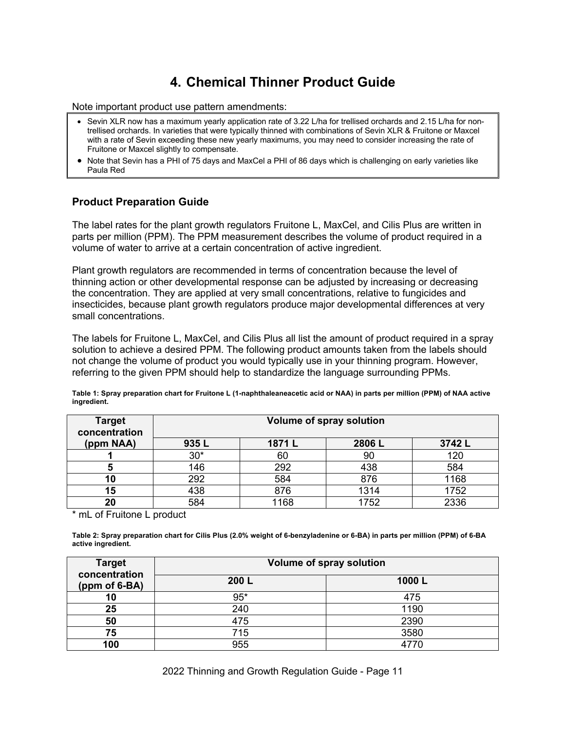# 4. Chemical Thinner Product Guide

Note important product use pattern amendments:

- Sevin XLR now has a maximum yearly application rate of 3.22 L/ha for trellised orchards and 2.15 L/ha for non-trellised orchards. In varieties that were typically thinned with combinations of Sevin XLR & Fruitone or Maxcel with a rate of Sevin exceeding these new yearly maximums, you may need to consider increasing the rate of Fruitone or Maxcel slightly to compensate.
- Note that Sevin has a PHI of 75 days and MaxCel a PHI of 86 days which is challenging on early varieties like Paula Red

## Product Preparation Guide

The label rates for the plant growth regulators Fruitone L, MaxCel, and Cilis Plus are written in parts per million (PPM). The PPM measurement describes the volume of product required in a volume of water to arrive at a certain concentration of active ingredient.

Plant growth regulators are recommended in terms of concentration because the level of thinning action or other developmental response can be adjusted by increasing or decreasing the concentration. They are applied at very small concentrations, relative to fungicides and insecticides, because plant growth regulators produce major developmental differences at very small concentrations.

The labels for Fruitone L, MaxCel, and Cilis Plus all list the amount of product required in a spray solution to achieve a desired PPM. The following product amounts taken from the labels should not change the volume of product you would typically use in your thinning program. However, referring to the given PPM should help to standardize the language surrounding PPMs.

**Table 1: Spray preparation chart for Fruitone L (1-naphthaleaneacetic acid or NAA) in parts per million (PPM) of NAA active ingredient.**

| Target concentration (ppm NAA) | Volume of spray solution | | | |
|---|---|---|---|---|
| | 935 L | 1871 L | 2806 L | 3742 L |
| 1 | 30* | 60 | 90 | 120 |
| 5 | 146 | 292 | 438 | 584 |
| 10 | 292 | 584 | 876 | 1168 |
| 15 | 438 | 876 | 1314 | 1752 |
| 20 | 584 | 1168 | 1752 | 2336 |

\* mL of Fruitone L product

**Table 2: Spray preparation chart for Cilis Plus (2.0% weight of 6-benzyladenine or 6-BA) in parts per million (PPM) of 6-BA active ingredient.**

| Target concentration (ppm of 6-BA) | Volume of spray solution | |
|---|---|---|
| | 200 L | 1000 L |
| 10 | 95* | 475 |
| 25 | 240 | 1190 |
| 50 | 475 | 2390 |
| 75 | 715 | 3580 |
| 100 | 955 | 4770 |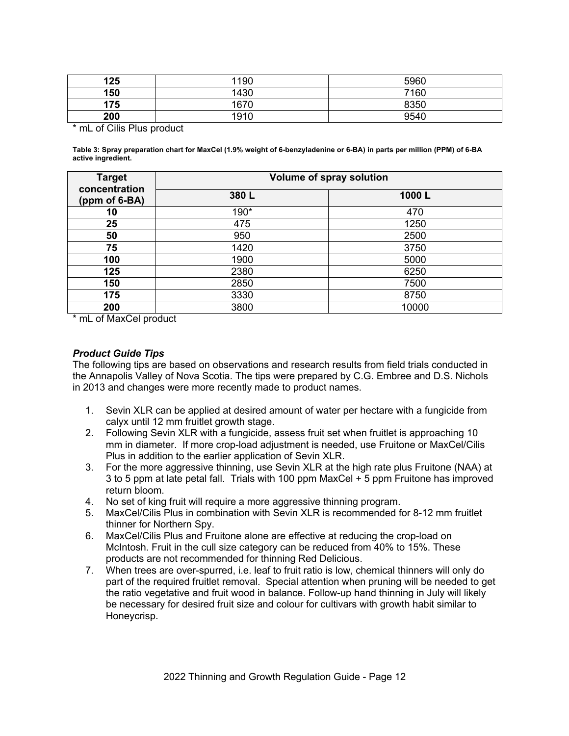| 125 | 1190 | 5960 |
|---|---|---|
| 150 | 1430 | 7160 |
| 175 | 1670 | 8350 |
| 200 | 1910 | 9540 |

* mL of Cilis Plus product

**Table 3: Spray preparation chart for MaxCel (1.9% weight of 6-benzyladenine or 6-BA) in parts per million (PPM) of 6-BA active ingredient.**

| Target concentration (ppm of 6-BA) | Volume of spray solution | |
|---|---|---|
| | 380 L | 1000 L |
| 10 | 190* | 470 |
| 25 | 475 | 1250 |
| 50 | 950 | 2500 |
| 75 | 1420 | 3750 |
| 100 | 1900 | 5000 |
| 125 | 2380 | 6250 |
| 150 | 2850 | 7500 |
| 175 | 3330 | 8750 |
| 200 | 3800 | 10000 |

* mL of MaxCel product

***Product Guide Tips***

The following tips are based on observations and research results from field trials conducted in the Annapolis Valley of Nova Scotia. The tips were prepared by C.G. Embree and D.S. Nichols in 2013 and changes were more recently made to product names.

1. Sevin XLR can be applied at desired amount of water per hectare with a fungicide from calyx until 12 mm fruitlet growth stage.
2. Following Sevin XLR with a fungicide, assess fruit set when fruitlet is approaching 10 mm in diameter. If more crop-load adjustment is needed, use Fruitone or MaxCel/Cilis Plus in addition to the earlier application of Sevin XLR.
3. For the more aggressive thinning, use Sevin XLR at the high rate plus Fruitone (NAA) at 3 to 5 ppm at late petal fall. Trials with 100 ppm MaxCel + 5 ppm Fruitone has improved return bloom.
4. No set of king fruit will require a more aggressive thinning program.
5. MaxCel/Cilis Plus in combination with Sevin XLR is recommended for 8-12 mm fruitlet thinner for Northern Spy.
6. MaxCel/Cilis Plus and Fruitone alone are effective at reducing the crop-load on McIntosh. Fruit in the cull size category can be reduced from 40% to 15%. These products are not recommended for thinning Red Delicious.
7. When trees are over-spurred, i.e. leaf to fruit ratio is low, chemical thinners will only do part of the required fruitlet removal. Special attention when pruning will be needed to get the ratio vegetative and fruit wood in balance. Follow-up hand thinning in July will likely be necessary for desired fruit size and colour for cultivars with growth habit similar to Honeycrisp.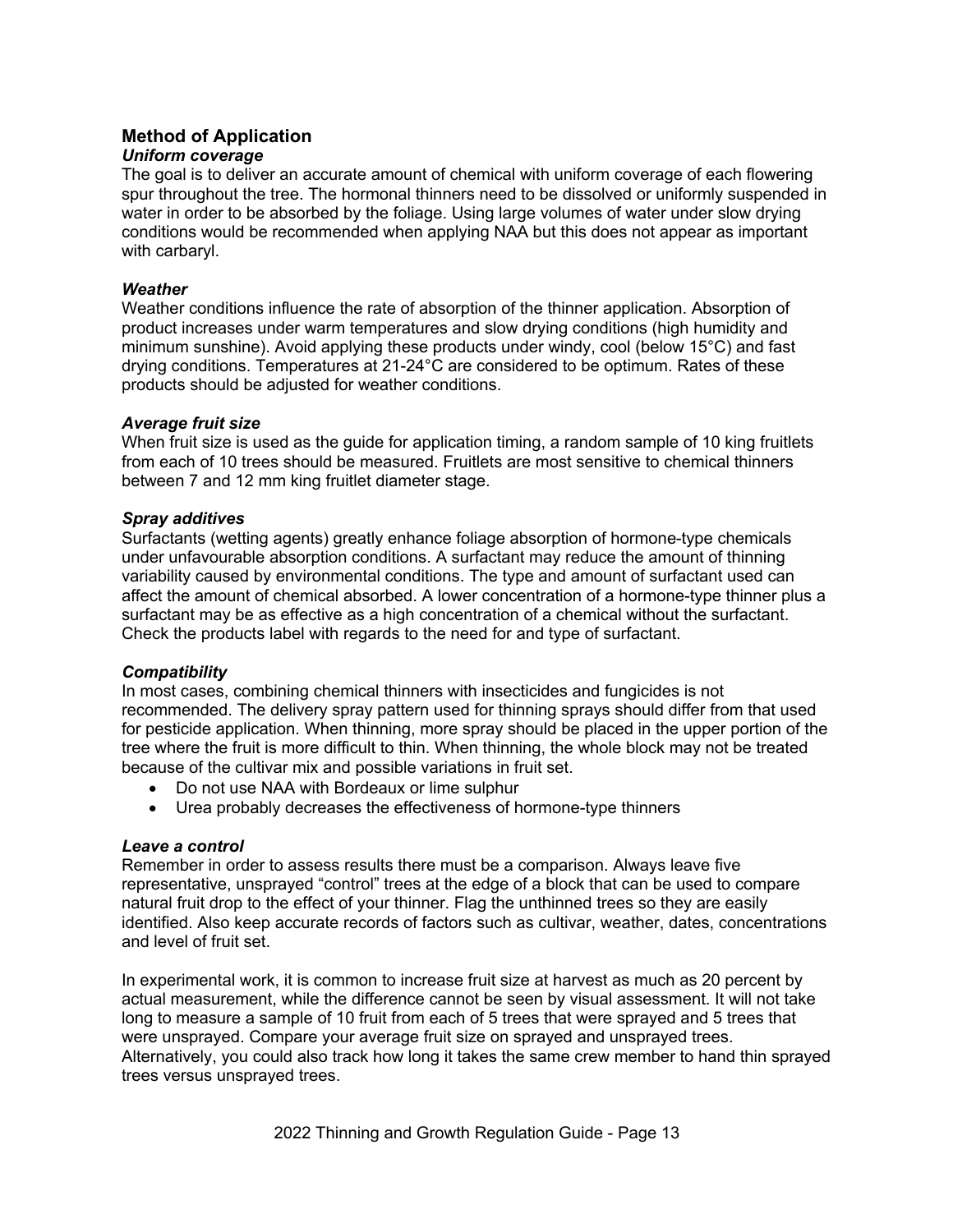## Method of Application

### *Uniform coverage*

The goal is to deliver an accurate amount of chemical with uniform coverage of each flowering spur throughout the tree. The hormonal thinners need to be dissolved or uniformly suspended in water in order to be absorbed by the foliage. Using large volumes of water under slow drying conditions would be recommended when applying NAA but this does not appear as important with carbaryl.

### *Weather*

Weather conditions influence the rate of absorption of the thinner application. Absorption of product increases under warm temperatures and slow drying conditions (high humidity and minimum sunshine). Avoid applying these products under windy, cool (below 15°C) and fast drying conditions. Temperatures at 21-24°C are considered to be optimum. Rates of these products should be adjusted for weather conditions.

### *Average fruit size*

When fruit size is used as the guide for application timing, a random sample of 10 king fruitlets from each of 10 trees should be measured. Fruitlets are most sensitive to chemical thinners between 7 and 12 mm king fruitlet diameter stage.

### *Spray additives*

Surfactants (wetting agents) greatly enhance foliage absorption of hormone-type chemicals under unfavourable absorption conditions. A surfactant may reduce the amount of thinning variability caused by environmental conditions. The type and amount of surfactant used can affect the amount of chemical absorbed. A lower concentration of a hormone-type thinner plus a surfactant may be as effective as a high concentration of a chemical without the surfactant. Check the products label with regards to the need for and type of surfactant.

### *Compatibility*

In most cases, combining chemical thinners with insecticides and fungicides is not recommended. The delivery spray pattern used for thinning sprays should differ from that used for pesticide application. When thinning, more spray should be placed in the upper portion of the tree where the fruit is more difficult to thin. When thinning, the whole block may not be treated because of the cultivar mix and possible variations in fruit set.

- Do not use NAA with Bordeaux or lime sulphur
- Urea probably decreases the effectiveness of hormone-type thinners

### *Leave a control*

Remember in order to assess results there must be a comparison. Always leave five representative, unsprayed "control" trees at the edge of a block that can be used to compare natural fruit drop to the effect of your thinner. Flag the unthinned trees so they are easily identified. Also keep accurate records of factors such as cultivar, weather, dates, concentrations and level of fruit set.

In experimental work, it is common to increase fruit size at harvest as much as 20 percent by actual measurement, while the difference cannot be seen by visual assessment. It will not take long to measure a sample of 10 fruit from each of 5 trees that were sprayed and 5 trees that were unsprayed. Compare your average fruit size on sprayed and unsprayed trees. Alternatively, you could also track how long it takes the same crew member to hand thin sprayed trees versus unsprayed trees.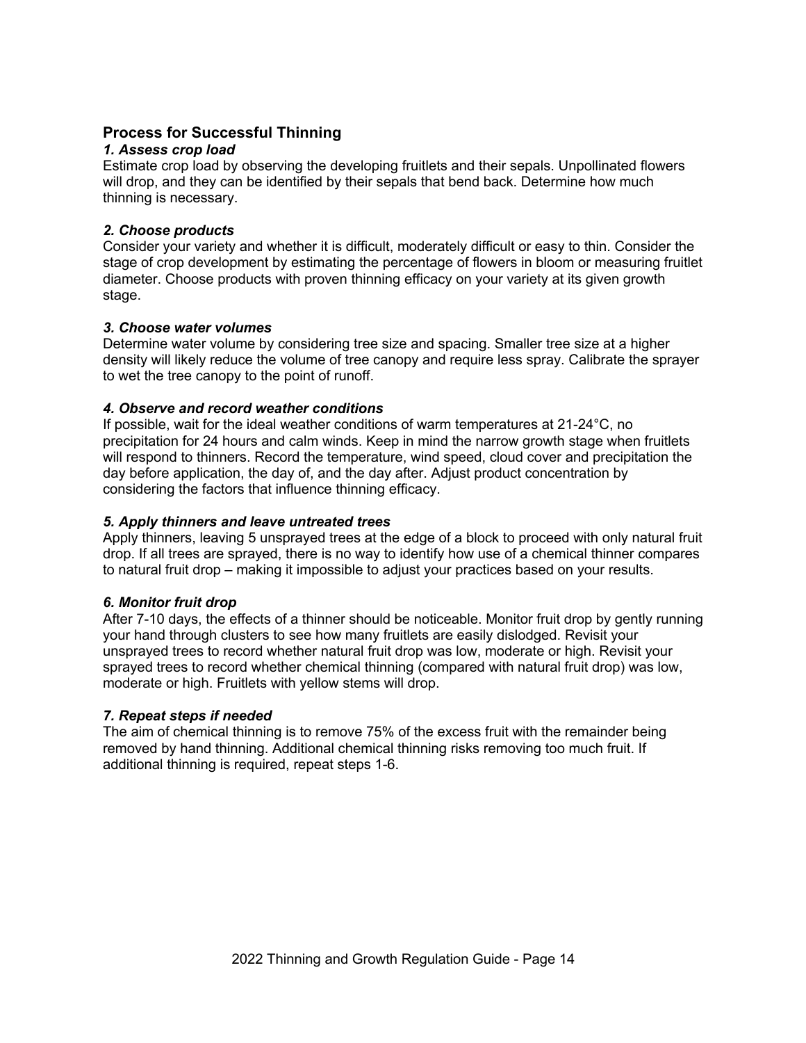## Process for Successful Thinning

### *1. Assess crop load*

Estimate crop load by observing the developing fruitlets and their sepals. Unpollinated flowers will drop, and they can be identified by their sepals that bend back. Determine how much thinning is necessary.

### *2. Choose products*

Consider your variety and whether it is difficult, moderately difficult or easy to thin. Consider the stage of crop development by estimating the percentage of flowers in bloom or measuring fruitlet diameter. Choose products with proven thinning efficacy on your variety at its given growth stage.

### *3. Choose water volumes*

Determine water volume by considering tree size and spacing. Smaller tree size at a higher density will likely reduce the volume of tree canopy and require less spray. Calibrate the sprayer to wet the tree canopy to the point of runoff.

### *4. Observe and record weather conditions*

If possible, wait for the ideal weather conditions of warm temperatures at 21-24°C, no precipitation for 24 hours and calm winds. Keep in mind the narrow growth stage when fruitlets will respond to thinners. Record the temperature, wind speed, cloud cover and precipitation the day before application, the day of, and the day after. Adjust product concentration by considering the factors that influence thinning efficacy.

### *5. Apply thinners and leave untreated trees*

Apply thinners, leaving 5 unsprayed trees at the edge of a block to proceed with only natural fruit drop. If all trees are sprayed, there is no way to identify how use of a chemical thinner compares to natural fruit drop – making it impossible to adjust your practices based on your results.

### *6. Monitor fruit drop*

After 7-10 days, the effects of a thinner should be noticeable. Monitor fruit drop by gently running your hand through clusters to see how many fruitlets are easily dislodged. Revisit your unsprayed trees to record whether natural fruit drop was low, moderate or high. Revisit your sprayed trees to record whether chemical thinning (compared with natural fruit drop) was low, moderate or high. Fruitlets with yellow stems will drop.

### *7. Repeat steps if needed*

The aim of chemical thinning is to remove 75% of the excess fruit with the remainder being removed by hand thinning. Additional chemical thinning risks removing too much fruit. If additional thinning is required, repeat steps 1-6.